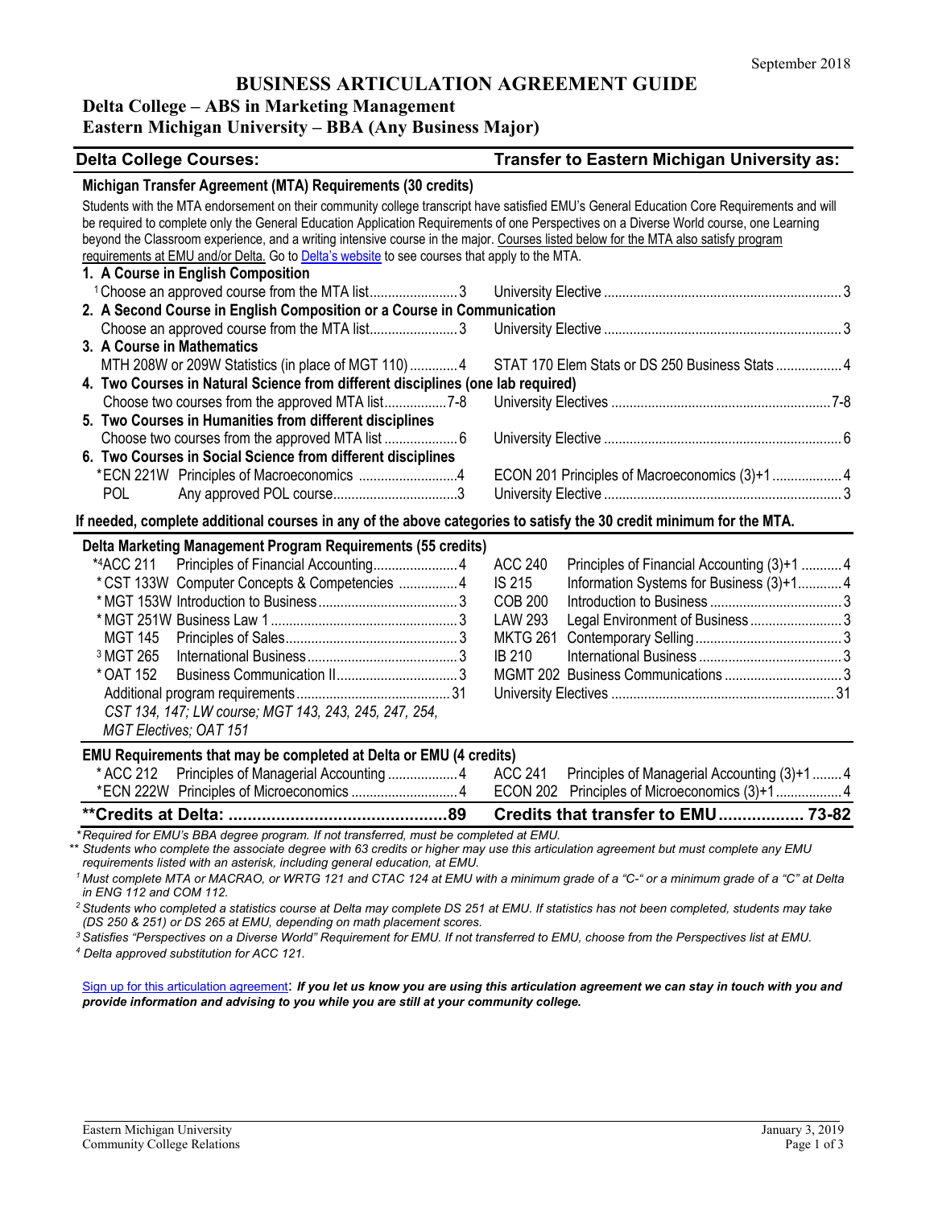September 2018

# BUSINESS ARTICULATION AGREEMENT GUIDE

## Delta College – ABS in Marketing Management
## Eastern Michigan University – BBA (Any Business Major)

| Delta College Courses: | Transfer to Eastern Michigan University as: |
|---|---|

### Michigan Transfer Agreement (MTA) Requirements (30 credits)

Students with the MTA endorsement on their community college transcript have satisfied EMU's General Education Core Requirements and will be required to complete only the General Education Application Requirements of one Perspectives on a Diverse World course, one Learning beyond the Classroom experience, and a writing intensive course in the major. Courses listed below for the MTA also satisfy program requirements at EMU and/or Delta. Go to Delta's website to see courses that apply to the MTA.

| Delta College Courses | Credits | Transfer to EMU as | Credits |
|---|---|---|---|
| **1. A Course in English Composition** | | | |
| [1] Choose an approved course from the MTA list | 3 | University Elective | 3 |
| **2. A Second Course in English Composition or a Course in Communication** | | | |
| Choose an approved course from the MTA list | 3 | University Elective | 3 |
| **3. A Course in Mathematics** | | | |
| MTH 208W or 209W Statistics (in place of MGT 110) | 4 | STAT 170 Elem Stats or DS 250 Business Stats | 4 |
| **4. Two Courses in Natural Science from different disciplines (one lab required)** | | | |
| Choose two courses from the approved MTA list | 7-8 | University Electives | 7-8 |
| **5. Two Courses in Humanities from different disciplines** | | | |
| Choose two courses from the approved MTA list | 6 | University Elective | 6 |
| **6. Two Courses in Social Science from different disciplines** | | | |
| *ECN 221W Principles of Macroeconomics | 4 | ECON 201 Principles of Macroeconomics (3)+1 | 4 |
| POL Any approved POL course | 3 | University Elective | 3 |

**If needed, complete additional courses in any of the above categories to satisfy the 30 credit minimum for the MTA.**

### Delta Marketing Management Program Requirements (55 credits)

| Delta College Courses | Credits | Transfer to EMU as | Credits |
|---|---|---|---|
| *[4]ACC 211 Principles of Financial Accounting | 4 | ACC 240 Principles of Financial Accounting (3)+1 | 4 |
| *CST 133W Computer Concepts & Competencies | 4 | IS 215 Information Systems for Business (3)+1 | 4 |
| *MGT 153W Introduction to Business | 3 | COB 200 Introduction to Business | 3 |
| *MGT 251W Business Law 1 | 3 | LAW 293 Legal Environment of Business | 3 |
| MGT 145 Principles of Sales | 3 | MKTG 261 Contemporary Selling | 3 |
| [3] MGT 265 International Business | 3 | IB 210 International Business | 3 |
| *OAT 152 Business Communication II | 3 | MGMT 202 Business Communications | 3 |
| Additional program requirements | 31 | University Electives | 31 |
| *CST 134, 147; LW course; MGT 143, 243, 245, 247, 254, MGT Electives; OAT 151* | | | |

### EMU Requirements that may be completed at Delta or EMU (4 credits)

| Delta College Courses | Credits | Transfer to EMU as | Credits |
|---|---|---|---|
| *ACC 212 Principles of Managerial Accounting | 4 | ACC 241 Principles of Managerial Accounting (3)+1 | 4 |
| *ECN 222W Principles of Microeconomics | 4 | ECON 202 Principles of Microeconomics (3)+1 | 4 |
| **\*\*Credits at Delta:** | **89** | **Credits that transfer to EMU** | **73-82** |

*\*Required for EMU's BBA degree program. If not transferred, must be completed at EMU.*

*\*\* Students who complete the associate degree with 63 credits or higher may use this articulation agreement but must complete any EMU requirements listed with an asterisk, including general education, at EMU.*

*[1] Must complete MTA or MACRAO, or WRTG 121 and CTAC 124 at EMU with a minimum grade of a "C-" or a minimum grade of a "C" at Delta in ENG 112 and COM 112.*

*[2] Students who completed a statistics course at Delta may complete DS 251 at EMU. If statistics has not been completed, students may take (DS 250 & 251) or DS 265 at EMU, depending on math placement scores.*

*[3] Satisfies "Perspectives on a Diverse World" Requirement for EMU. If not transferred to EMU, choose from the Perspectives list at EMU.*

*[4] Delta approved substitution for ACC 121.*

Sign up for this articulation agreement: ***If you let us know you are using this articulation agreement we can stay in touch with you and provide information and advising to you while you are still at your community college.***

Eastern Michigan University
Community College Relations

January 3, 2019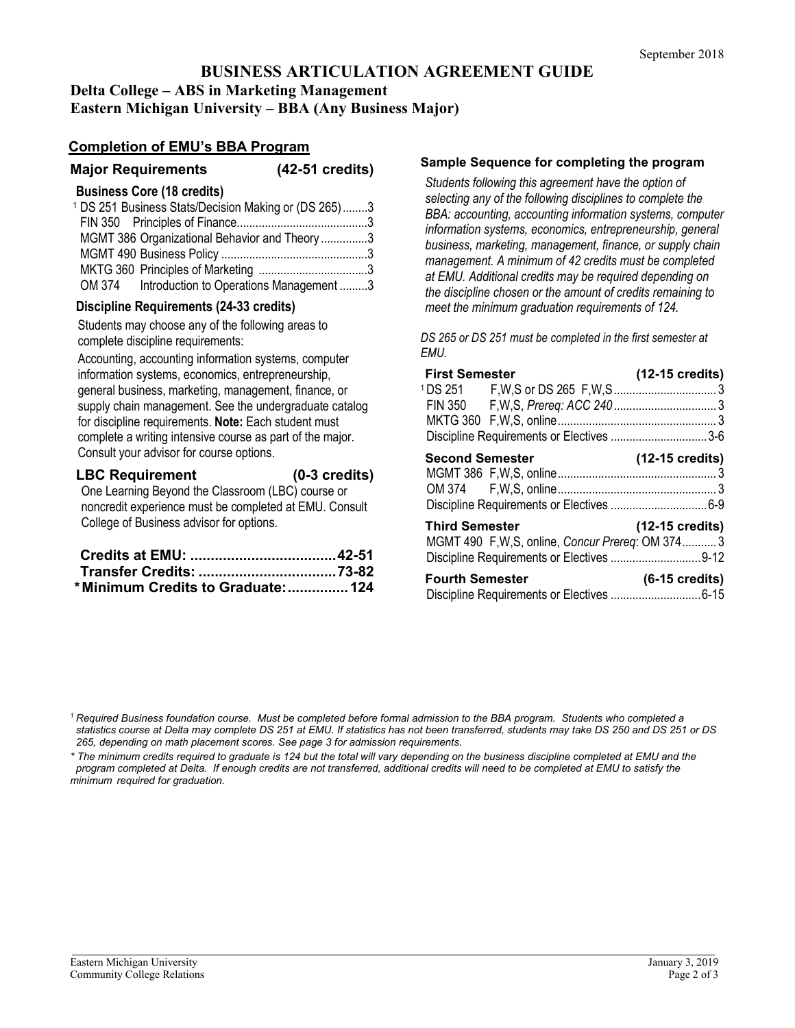September 2018

# BUSINESS ARTICULATION AGREEMENT GUIDE

## Delta College – ABS in Marketing Management
## Eastern Michigan University – BBA (Any Business Major)

## Completion of EMU's BBA Program

### Major Requirements (42-51 credits)

#### Business Core (18 credits)

| Course | Credits |
|---|---|
| [1] DS 251 Business Stats/Decision Making or (DS 265) | 3 |
| FIN 350 Principles of Finance | 3 |
| MGMT 386 Organizational Behavior and Theory | 3 |
| MGMT 490 Business Policy | 3 |
| MKTG 360 Principles of Marketing | 3 |
| OM 374 Introduction to Operations Management | 3 |

#### Discipline Requirements (24-33 credits)

Students may choose any of the following areas to complete discipline requirements:

Accounting, accounting information systems, computer information systems, economics, entrepreneurship, general business, marketing, management, finance, or supply chain management. See the undergraduate catalog for discipline requirements. **Note:** Each student must complete a writing intensive course as part of the major. Consult your advisor for course options.

### LBC Requirement (0-3 credits)

One Learning Beyond the Classroom (LBC) course or noncredit experience must be completed at EMU. Consult College of Business advisor for options.

| | |
|---|---|
| **Credits at EMU:** | **42-51** |
| **Transfer Credits:** | **73-82** |
| ***Minimum Credits to Graduate:** | **124** |

### Sample Sequence for completing the program

*Students following this agreement have the option of selecting any of the following disciplines to complete the BBA: accounting, accounting information systems, computer information systems, economics, entrepreneurship, general business, marketing, management, finance, or supply chain management. A minimum of 42 credits must be completed at EMU. Additional credits may be required depending on the discipline chosen or the amount of credits remaining to meet the minimum graduation requirements of 124.*

*DS 265 or DS 251 must be completed in the first semester at EMU.*

**First Semester (12-15 credits)**

| Course | Credits |
|---|---|
| [1] DS 251 F,W,S or DS 265 F,W,S | 3 |
| FIN 350 F,W,S, *Prereq: ACC 240* | 3 |
| MKTG 360 F,W,S, online | 3 |
| Discipline Requirements or Electives | 3-6 |

**Second Semester (12-15 credits)**

| Course | Credits |
|---|---|
| MGMT 386 F,W,S, online | 3 |
| OM 374 F,W,S, online | 3 |
| Discipline Requirements or Electives | 6-9 |

**Third Semester (12-15 credits)**

| Course | Credits |
|---|---|
| MGMT 490 F,W,S, online, *Concur Prereq*: OM 374 | 3 |
| Discipline Requirements or Electives | 9-12 |

**Fourth Semester (6-15 credits)**

| Course | Credits |
|---|---|
| Discipline Requirements or Electives | 6-15 |

*[1] Required Business foundation course. Must be completed before formal admission to the BBA program. Students who completed a statistics course at Delta may complete DS 251 at EMU. If statistics has not been transferred, students may take DS 250 and DS 251 or DS 265, depending on math placement scores. See page 3 for admission requirements.*

*\* The minimum credits required to graduate is 124 but the total will vary depending on the business discipline completed at EMU and the program completed at Delta. If enough credits are not transferred, additional credits will need to be completed at EMU to satisfy the minimum required for graduation.*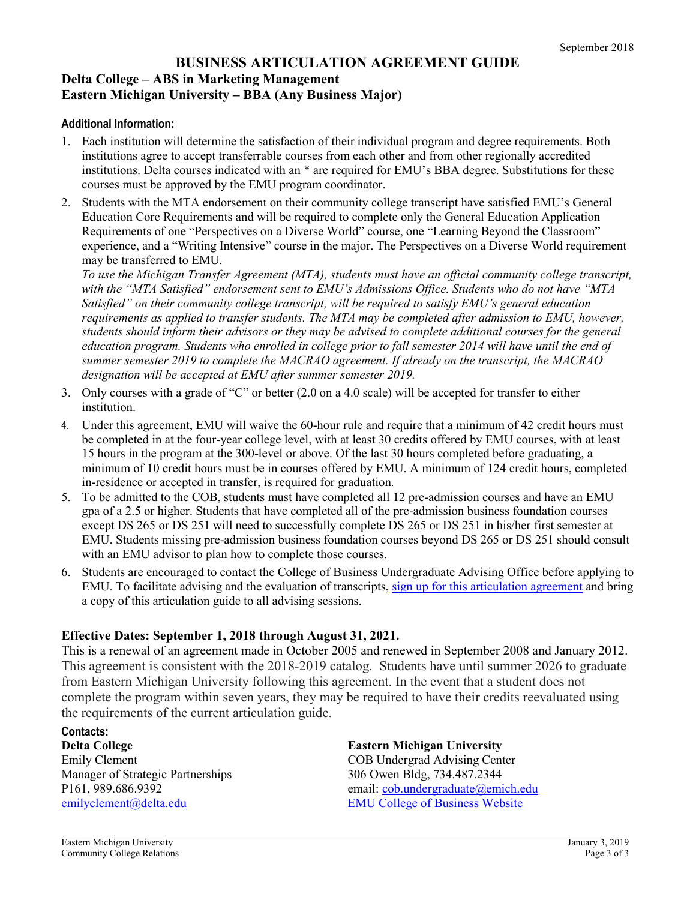September 2018

# BUSINESS ARTICULATION AGREEMENT GUIDE

## Delta College – ABS in Marketing Management
## Eastern Michigan University – BBA (Any Business Major)

### Additional Information:

1. Each institution will determine the satisfaction of their individual program and degree requirements. Both institutions agree to accept transferrable courses from each other and from other regionally accredited institutions. Delta courses indicated with an * are required for EMU's BBA degree. Substitutions for these courses must be approved by the EMU program coordinator.
2. Students with the MTA endorsement on their community college transcript have satisfied EMU's General Education Core Requirements and will be required to complete only the General Education Application Requirements of one "Perspectives on a Diverse World" course, one "Learning Beyond the Classroom" experience, and a "Writing Intensive" course in the major. The Perspectives on a Diverse World requirement may be transferred to EMU.
   *To use the Michigan Transfer Agreement (MTA), students must have an official community college transcript, with the "MTA Satisfied" endorsement sent to EMU's Admissions Office. Students who do not have "MTA Satisfied" on their community college transcript, will be required to satisfy EMU's general education requirements as applied to transfer students. The MTA may be completed after admission to EMU, however, students should inform their advisors or they may be advised to complete additional courses for the general education program. Students who enrolled in college prior to fall semester 2014 will have until the end of summer semester 2019 to complete the MACRAO agreement. If already on the transcript, the MACRAO designation will be accepted at EMU after summer semester 2019.*
3. Only courses with a grade of "C" or better (2.0 on a 4.0 scale) will be accepted for transfer to either institution.
4. Under this agreement, EMU will waive the 60-hour rule and require that a minimum of 42 credit hours must be completed in at the four-year college level, with at least 30 credits offered by EMU courses, with at least 15 hours in the program at the 300-level or above. Of the last 30 hours completed before graduating, a minimum of 10 credit hours must be in courses offered by EMU. A minimum of 124 credit hours, completed in-residence or accepted in transfer, is required for graduation.
5. To be admitted to the COB, students must have completed all 12 pre-admission courses and have an EMU gpa of a 2.5 or higher. Students that have completed all of the pre-admission business foundation courses except DS 265 or DS 251 will need to successfully complete DS 265 or DS 251 in his/her first semester at EMU. Students missing pre-admission business foundation courses beyond DS 265 or DS 251 should consult with an EMU advisor to plan how to complete those courses.
6. Students are encouraged to contact the College of Business Undergraduate Advising Office before applying to EMU. To facilitate advising and the evaluation of transcripts, sign up for this articulation agreement and bring a copy of this articulation guide to all advising sessions.

**Effective Dates: September 1, 2018 through August 31, 2021.**

This is a renewal of an agreement made in October 2005 and renewed in September 2008 and January 2012. This agreement is consistent with the 2018-2019 catalog. Students have until summer 2026 to graduate from Eastern Michigan University following this agreement. In the event that a student does not complete the program within seven years, they may be required to have their credits reevaluated using the requirements of the current articulation guide.

### Contacts:

**Delta College**
Emily Clement
Manager of Strategic Partnerships
P161, 989.686.9392
emilyclement@delta.edu

**Eastern Michigan University**
COB Undergrad Advising Center
306 Owen Bldg, 734.487.2344
email: cob.undergraduate@emich.edu
EMU College of Business Website